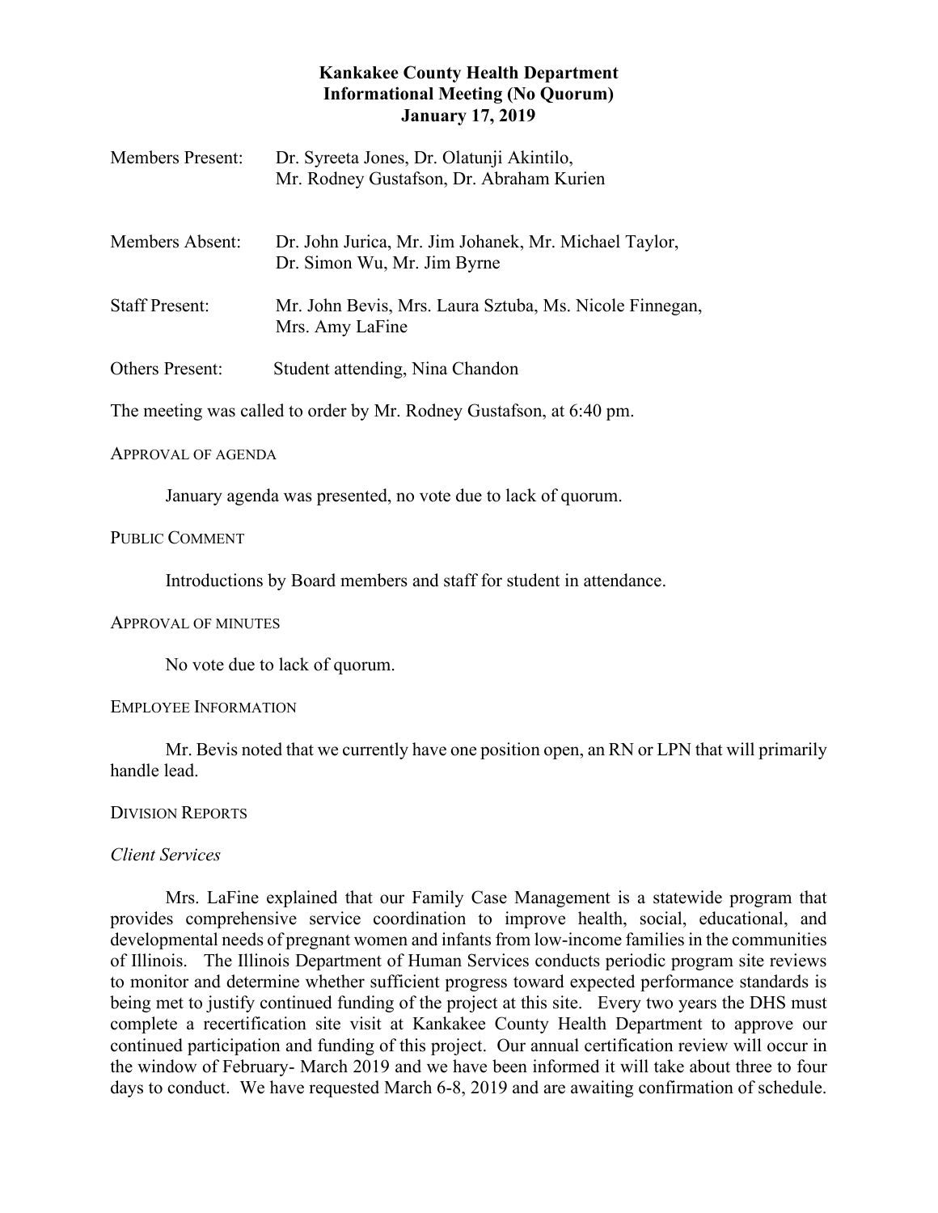**Kankakee County Health Department**
**Informational Meeting (No Quorum)**
**January 17, 2019**

| | |
|---|---|
| Members Present: | Dr. Syreeta Jones, Dr. Olatunji Akintilo, Mr. Rodney Gustafson, Dr. Abraham Kurien |
| Members Absent: | Dr. John Jurica, Mr. Jim Johanek, Mr. Michael Taylor, Dr. Simon Wu, Mr. Jim Byrne |
| Staff Present: | Mr. John Bevis, Mrs. Laura Sztuba, Ms. Nicole Finnegan, Mrs. Amy LaFine |
| Others Present: | Student attending, Nina Chandon |

The meeting was called to order by Mr. Rodney Gustafson, at 6:40 pm.

APPROVAL OF AGENDA

January agenda was presented, no vote due to lack of quorum.

PUBLIC COMMENT

Introductions by Board members and staff for student in attendance.

APPROVAL OF MINUTES

No vote due to lack of quorum.

EMPLOYEE INFORMATION

Mr. Bevis noted that we currently have one position open, an RN or LPN that will primarily handle lead.

DIVISION REPORTS

*Client Services*

Mrs. LaFine explained that our Family Case Management is a statewide program that provides comprehensive service coordination to improve health, social, educational, and developmental needs of pregnant women and infants from low-income families in the communities of Illinois. The Illinois Department of Human Services conducts periodic program site reviews to monitor and determine whether sufficient progress toward expected performance standards is being met to justify continued funding of the project at this site. Every two years the DHS must complete a recertification site visit at Kankakee County Health Department to approve our continued participation and funding of this project. Our annual certification review will occur in the window of February- March 2019 and we have been informed it will take about three to four days to conduct. We have requested March 6-8, 2019 and are awaiting confirmation of schedule.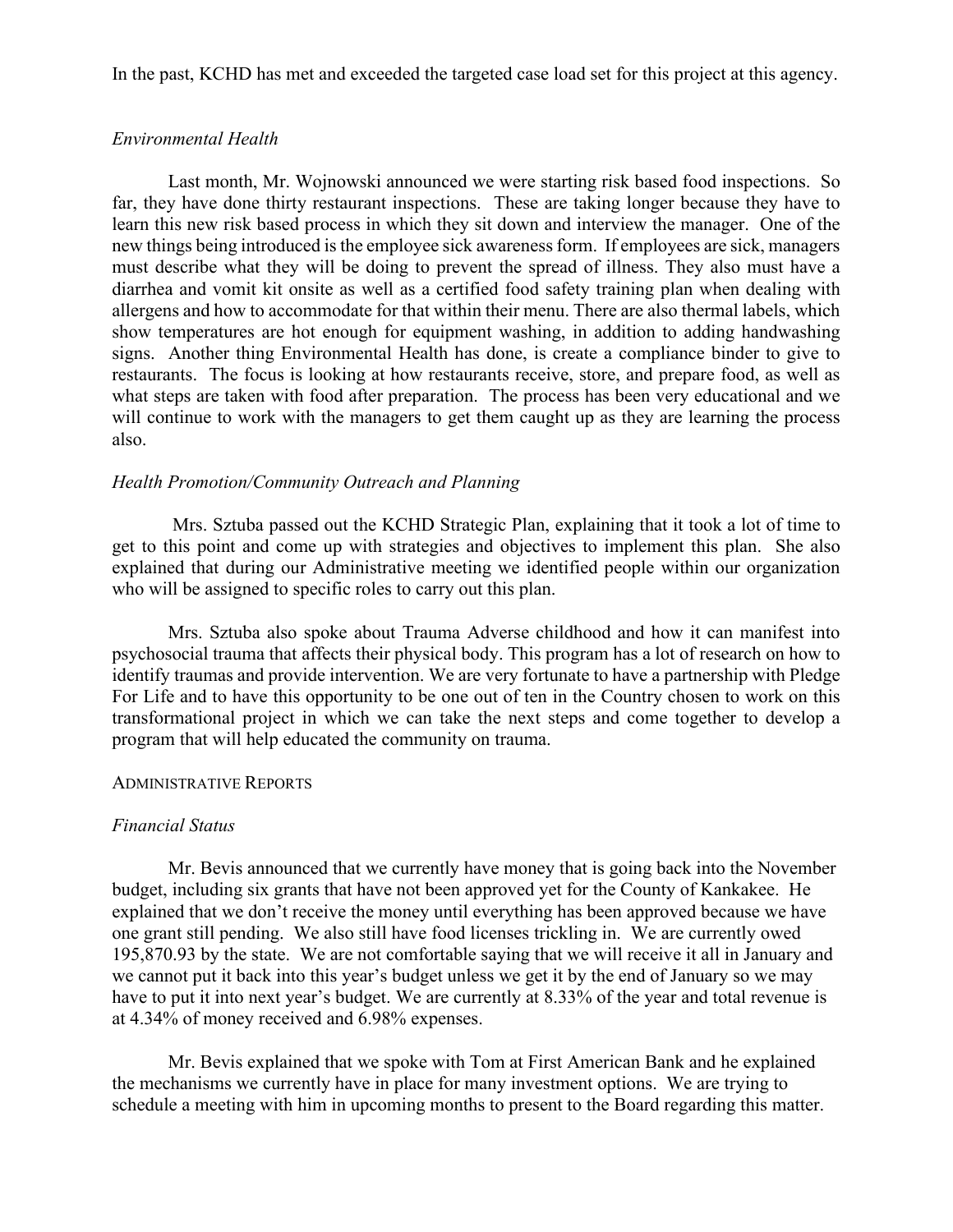In the past, KCHD has met and exceeded the targeted case load set for this project at this agency.

### *Environmental Health*

Last month, Mr. Wojnowski announced we were starting risk based food inspections. So far, they have done thirty restaurant inspections. These are taking longer because they have to learn this new risk based process in which they sit down and interview the manager. One of the new things being introduced is the employee sick awareness form. If employees are sick, managers must describe what they will be doing to prevent the spread of illness. They also must have a diarrhea and vomit kit onsite as well as a certified food safety training plan when dealing with allergens and how to accommodate for that within their menu. There are also thermal labels, which show temperatures are hot enough for equipment washing, in addition to adding handwashing signs. Another thing Environmental Health has done, is create a compliance binder to give to restaurants. The focus is looking at how restaurants receive, store, and prepare food, as well as what steps are taken with food after preparation. The process has been very educational and we will continue to work with the managers to get them caught up as they are learning the process also.

### *Health Promotion/Community Outreach and Planning*

Mrs. Sztuba passed out the KCHD Strategic Plan, explaining that it took a lot of time to get to this point and come up with strategies and objectives to implement this plan. She also explained that during our Administrative meeting we identified people within our organization who will be assigned to specific roles to carry out this plan.

Mrs. Sztuba also spoke about Trauma Adverse childhood and how it can manifest into psychosocial trauma that affects their physical body. This program has a lot of research on how to identify traumas and provide intervention. We are very fortunate to have a partnership with Pledge For Life and to have this opportunity to be one out of ten in the Country chosen to work on this transformational project in which we can take the next steps and come together to develop a program that will help educated the community on trauma.

## Administrative Reports

### *Financial Status*

Mr. Bevis announced that we currently have money that is going back into the November budget, including six grants that have not been approved yet for the County of Kankakee. He explained that we don't receive the money until everything has been approved because we have one grant still pending. We also still have food licenses trickling in. We are currently owed 195,870.93 by the state. We are not comfortable saying that we will receive it all in January and we cannot put it back into this year's budget unless we get it by the end of January so we may have to put it into next year's budget. We are currently at 8.33% of the year and total revenue is at 4.34% of money received and 6.98% expenses.

Mr. Bevis explained that we spoke with Tom at First American Bank and he explained the mechanisms we currently have in place for many investment options. We are trying to schedule a meeting with him in upcoming months to present to the Board regarding this matter.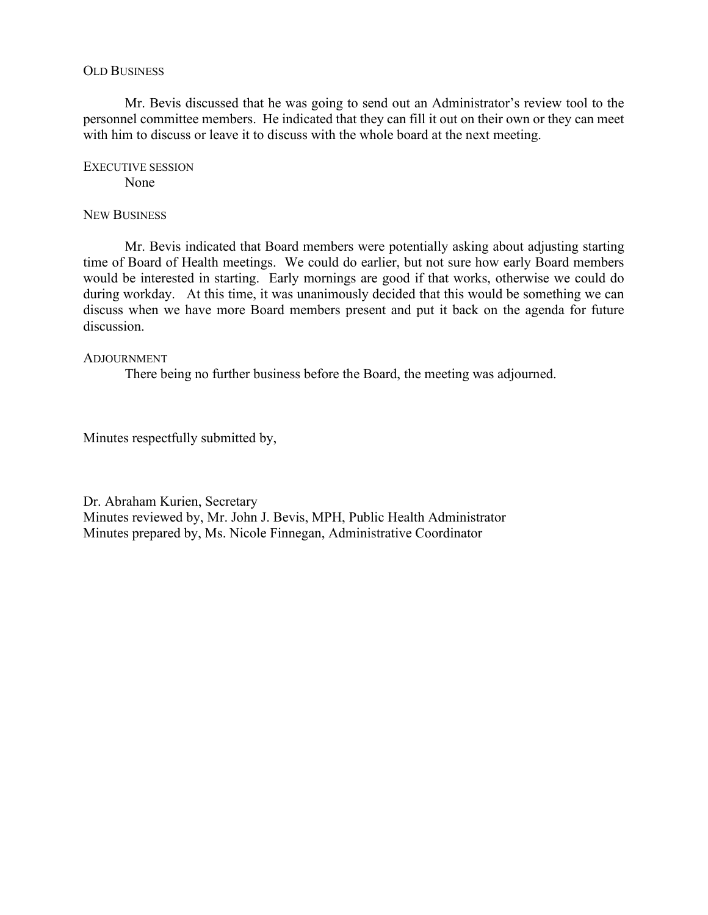## OLD BUSINESS

Mr. Bevis discussed that he was going to send out an Administrator's review tool to the personnel committee members. He indicated that they can fill it out on their own or they can meet with him to discuss or leave it to discuss with the whole board at the next meeting.

## EXECUTIVE SESSION

None

## NEW BUSINESS

Mr. Bevis indicated that Board members were potentially asking about adjusting starting time of Board of Health meetings. We could do earlier, but not sure how early Board members would be interested in starting. Early mornings are good if that works, otherwise we could do during workday. At this time, it was unanimously decided that this would be something we can discuss when we have more Board members present and put it back on the agenda for future discussion.

## ADJOURNMENT

There being no further business before the Board, the meeting was adjourned.

Minutes respectfully submitted by,

Dr. Abraham Kurien, Secretary
Minutes reviewed by, Mr. John J. Bevis, MPH, Public Health Administrator
Minutes prepared by, Ms. Nicole Finnegan, Administrative Coordinator